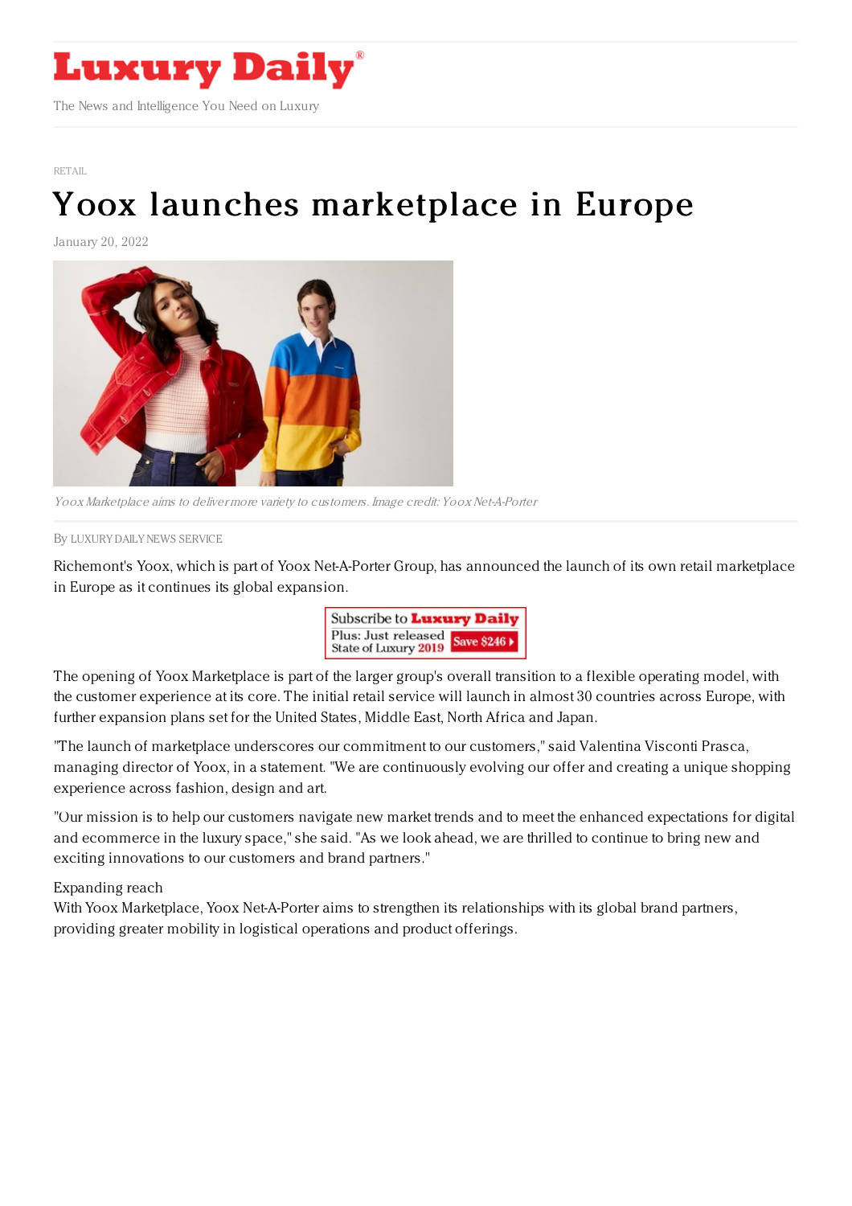RETAIL

# Yoox launches marketplace in Europe

January 20, 2022

*Yoox Marketplace aims to deliver more variety to customers. Image credit: Yoox Net-A-Porter*

By LUXURY DAILY NEWS SERVICE

Richemont's Yoox, which is part of Yoox Net-A-Porter Group, has announced the launch of its own retail marketplace in Europe as it continues its global expansion.

The opening of Yoox Marketplace is part of the larger group's overall transition to a flexible operating model, with the customer experience at its core. The initial retail service will launch in almost 30 countries across Europe, with further expansion plans set for the United States, Middle East, North Africa and Japan.

"The launch of marketplace underscores our commitment to our customers," said Valentina Visconti Prasca, managing director of Yoox, in a statement. "We are continuously evolving our offer and creating a unique shopping experience across fashion, design and art.

"Our mission is to help our customers navigate new market trends and to meet the enhanced expectations for digital and ecommerce in the luxury space," she said. "As we look ahead, we are thrilled to continue to bring new and exciting innovations to our customers and brand partners."

Expanding reach

With Yoox Marketplace, Yoox Net-A-Porter aims to strengthen its relationships with its global brand partners, providing greater mobility in logistical operations and product offerings.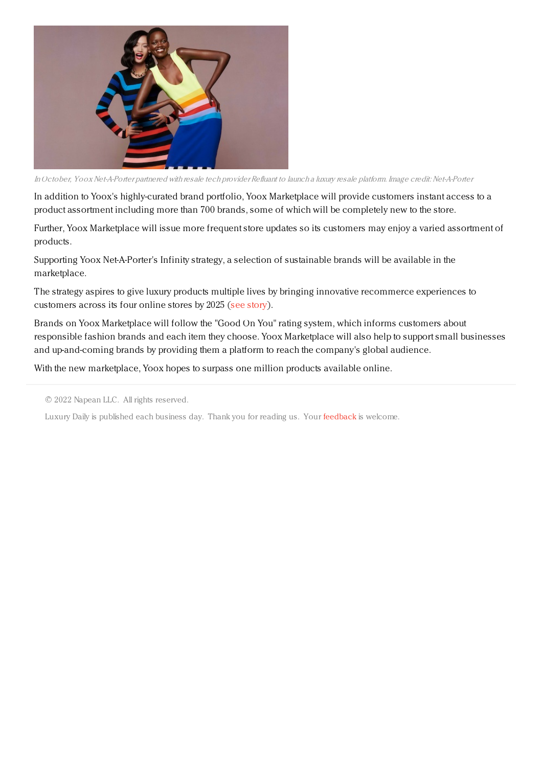*In October, Yoox Net-A-Porter partnered with resale tech provider Refluant to launch a luxury resale platform. Image credit: Net-A-Porter*

In addition to Yoox's highly-curated brand portfolio, Yoox Marketplace will provide customers instant access to a product assortment including more than 700 brands, some of which will be completely new to the store.

Further, Yoox Marketplace will issue more frequent store updates so its customers may enjoy a varied assortment of products.

Supporting Yoox Net-A-Porter's Infinity strategy, a selection of sustainable brands will be available in the marketplace.

The strategy aspires to give luxury products multiple lives by bringing innovative recommerce experiences to customers across its four online stores by 2025 (see story).

Brands on Yoox Marketplace will follow the "Good On You" rating system, which informs customers about responsible fashion brands and each item they choose. Yoox Marketplace will also help to support small businesses and up-and-coming brands by providing them a platform to reach the company's global audience.

With the new marketplace, Yoox hopes to surpass one million products available online.

© 2022 Napean LLC. All rights reserved.

Luxury Daily is published each business day. Thank you for reading us. Your feedback is welcome.